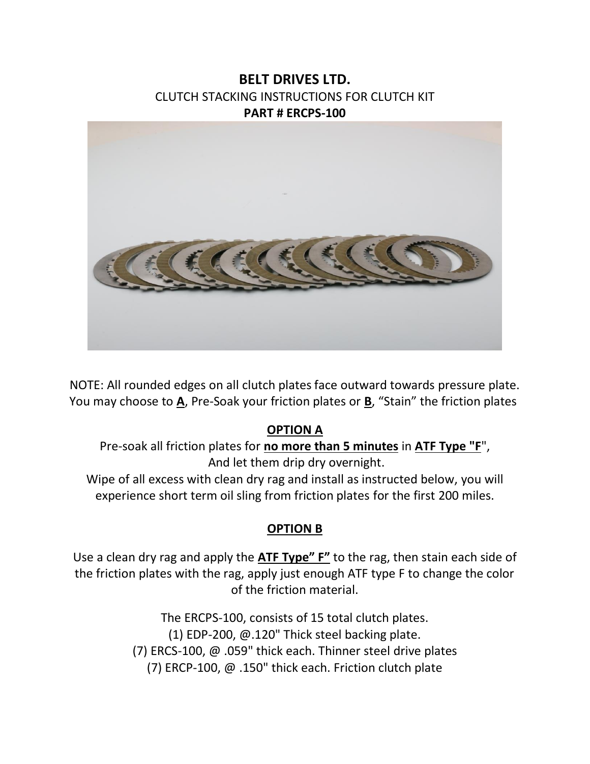# BELT DRIVES LTD.

CLUTCH STACKING INSTRUCTIONS FOR CLUTCH KIT

**PART # ERCPS-100**

NOTE: All rounded edges on all clutch plates face outward towards pressure plate. You may choose to **A**, Pre-Soak your friction plates or **B**, "Stain" the friction plates

## OPTION A

Pre-soak all friction plates for **no more than 5 minutes** in **ATF Type "F**",
And let them drip dry overnight.
Wipe of all excess with clean dry rag and install as instructed below, you will experience short term oil sling from friction plates for the first 200 miles.

## OPTION B

Use a clean dry rag and apply the **ATF Type" F"** to the rag, then stain each side of the friction plates with the rag, apply just enough ATF type F to change the color of the friction material.

The ERCPS-100, consists of 15 total clutch plates.
(1) EDP-200, @.120" Thick steel backing plate.
(7) ERCS-100, @ .059" thick each. Thinner steel drive plates
(7) ERCP-100, @ .150" thick each. Friction clutch plate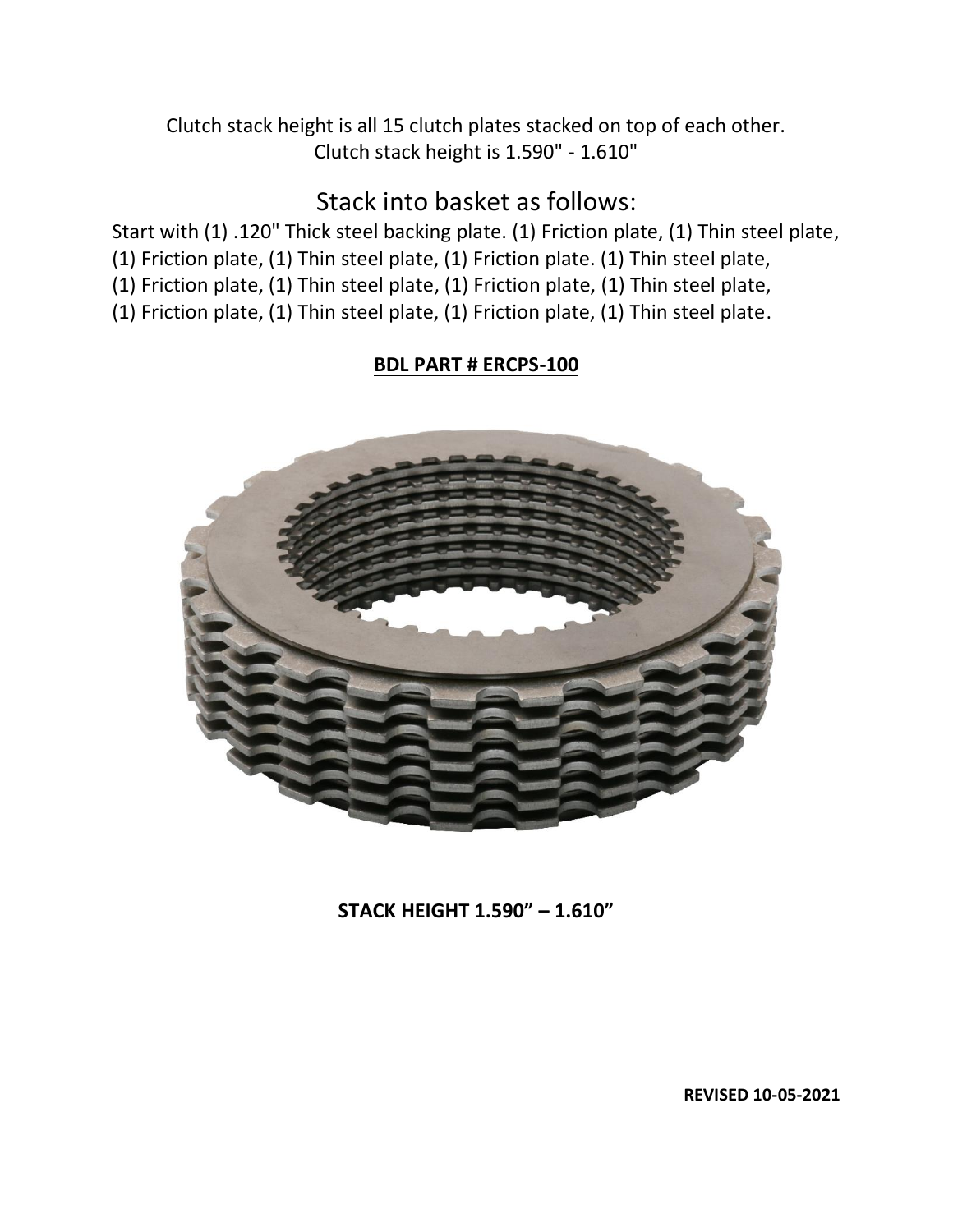Clutch stack height is all 15 clutch plates stacked on top of each other.
Clutch stack height is 1.590" - 1.610"

## Stack into basket as follows:

Start with (1) .120" Thick steel backing plate. (1) Friction plate, (1) Thin steel plate, (1) Friction plate, (1) Thin steel plate, (1) Friction plate. (1) Thin steel plate, (1) Friction plate, (1) Thin steel plate, (1) Friction plate, (1) Thin steel plate, (1) Friction plate, (1) Thin steel plate, (1) Friction plate, (1) Thin steel plate.

**BDL PART # ERCPS-100**

**STACK HEIGHT 1.590" – 1.610"**

**REVISED 10-05-2021**